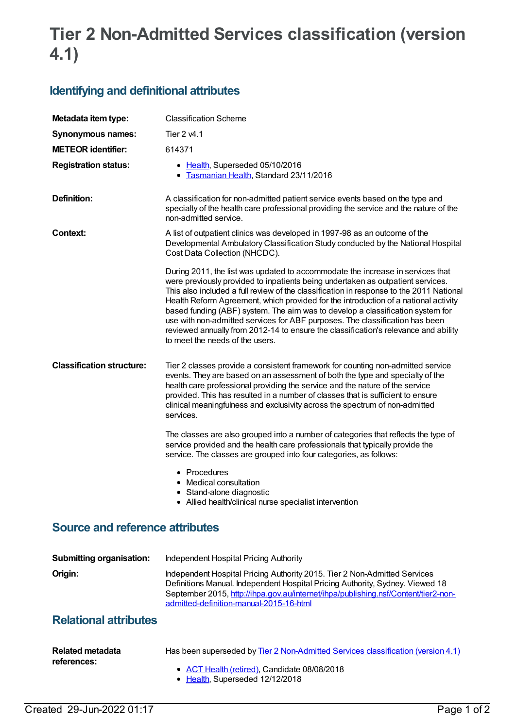# Tier 2 Non-Admitted Services classification (version 4.1)

## Identifying and definitional attributes

| | |
|---|---|
| **Metadata item type:** | Classification Scheme |
| **Synonymous names:** | Tier 2 v4.1 |
| **METEOR identifier:** | 614371 |
| **Registration status:** | • Health, Superseded 05/10/2016<br>• Tasmanian Health, Standard 23/11/2016 |
| **Definition:** | A classification for non-admitted patient service events based on the type and specialty of the health care professional providing the service and the nature of the non-admitted service. |
| **Context:** | A list of outpatient clinics was developed in 1997-98 as an outcome of the Developmental Ambulatory Classification Study conducted by the National Hospital Cost Data Collection (NHCDC).<br><br>During 2011, the list was updated to accommodate the increase in services that were previously provided to inpatients being undertaken as outpatient services. This also included a full review of the classification in response to the 2011 National Health Reform Agreement, which provided for the introduction of a national activity based funding (ABF) system. The aim was to develop a classification system for use with non-admitted services for ABF purposes. The classification has been reviewed annually from 2012-14 to ensure the classification's relevance and ability to meet the needs of the users. |
| **Classification structure:** | Tier 2 classes provide a consistent framework for counting non-admitted service events. They are based on an assessment of both the type and specialty of the health care professional providing the service and the nature of the service provided. This has resulted in a number of classes that is sufficient to ensure clinical meaningfulness and exclusivity across the spectrum of non-admitted services.<br><br>The classes are also grouped into a number of categories that reflects the type of service provided and the health care professionals that typically provide the service. The classes are grouped into four categories, as follows:<br><br>• Procedures<br>• Medical consultation<br>• Stand-alone diagnostic<br>• Allied health/clinical nurse specialist intervention |

## Source and reference attributes

| | |
|---|---|
| **Submitting organisation:** | Independent Hospital Pricing Authority |
| **Origin:** | Independent Hospital Pricing Authority 2015. Tier 2 Non-Admitted Services Definitions Manual. Independent Hospital Pricing Authority, Sydney. Viewed 18 September 2015, http://ihpa.gov.au/internet/ihpa/publishing.nsf/Content/tier2-non-admitted-definition-manual-2015-16-html |

## Relational attributes

| | |
|---|---|
| **Related metadata references:** | Has been superseded by Tier 2 Non-Admitted Services classification (version 4.1)<br><br>• ACT Health (retired), Candidate 08/08/2018<br>• Health, Superseded 12/12/2018 |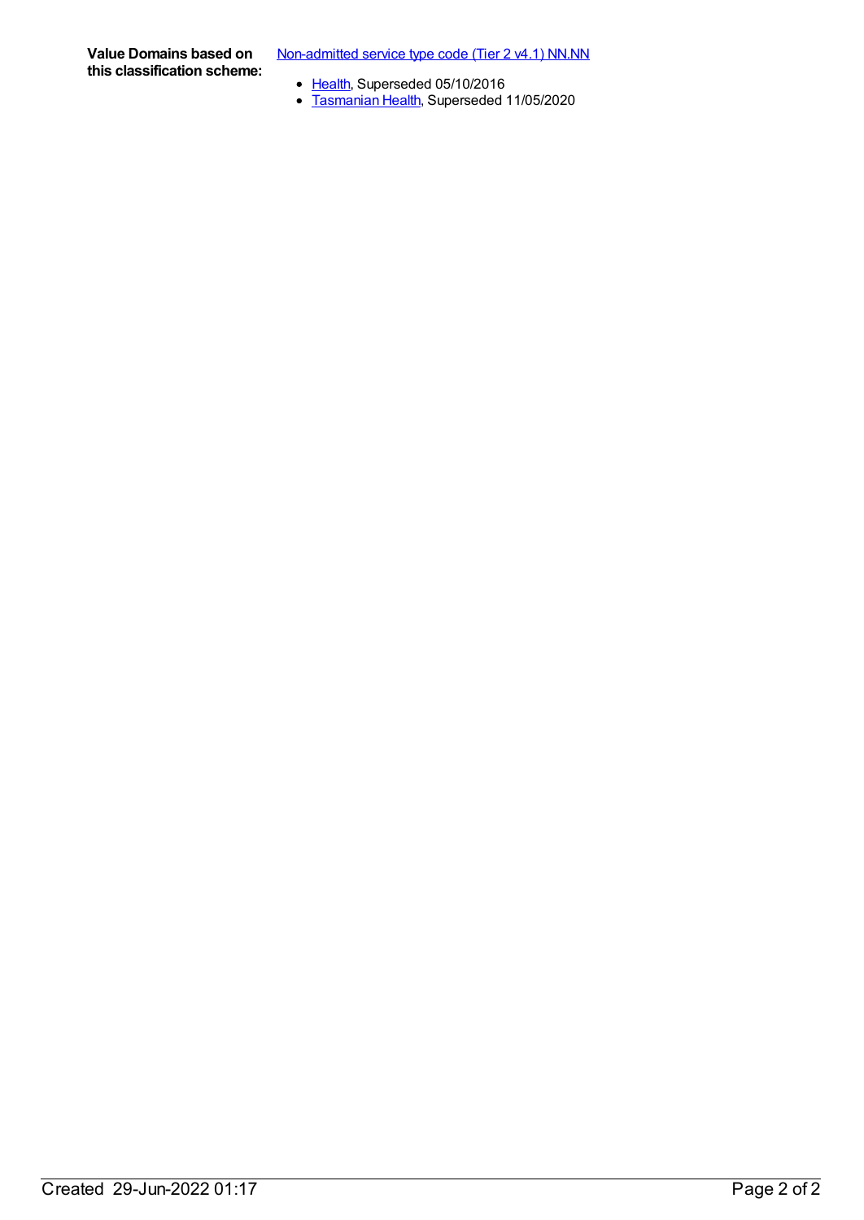**Value Domains based on this classification scheme:**

Non-admitted service type code (Tier 2 v4.1) NN.NN

- Health, Superseded 05/10/2016
- Tasmanian Health, Superseded 11/05/2020